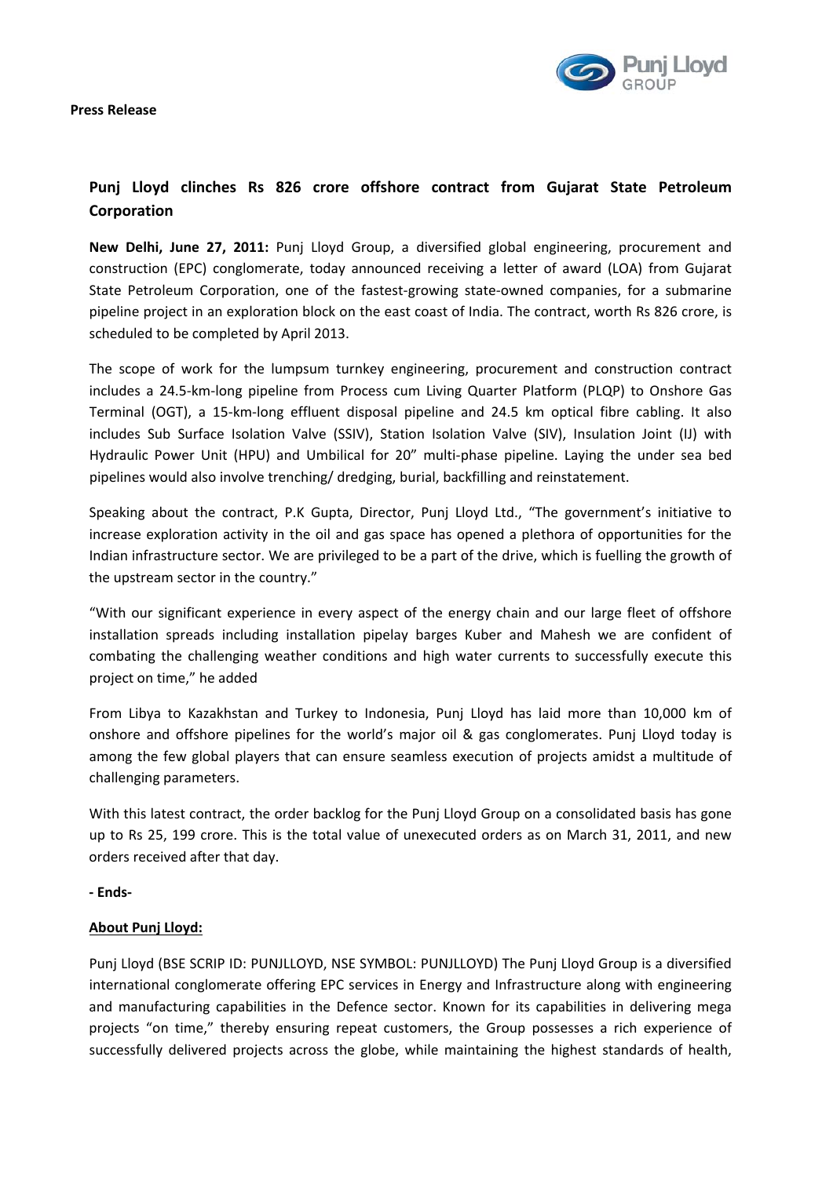**Press Release**

## Punj Lloyd clinches Rs 826 crore offshore contract from Gujarat State Petroleum Corporation

**New Delhi, June 27, 2011:** Punj Lloyd Group, a diversified global engineering, procurement and construction (EPC) conglomerate, today announced receiving a letter of award (LOA) from Gujarat State Petroleum Corporation, one of the fastest-growing state-owned companies, for a submarine pipeline project in an exploration block on the east coast of India. The contract, worth Rs 826 crore, is scheduled to be completed by April 2013.

The scope of work for the lumpsum turnkey engineering, procurement and construction contract includes a 24.5-km-long pipeline from Process cum Living Quarter Platform (PLQP) to Onshore Gas Terminal (OGT), a 15-km-long effluent disposal pipeline and 24.5 km optical fibre cabling. It also includes Sub Surface Isolation Valve (SSIV), Station Isolation Valve (SIV), Insulation Joint (IJ) with Hydraulic Power Unit (HPU) and Umbilical for 20" multi-phase pipeline. Laying the under sea bed pipelines would also involve trenching/ dredging, burial, backfilling and reinstatement.

Speaking about the contract, P.K Gupta, Director, Punj Lloyd Ltd., "The government's initiative to increase exploration activity in the oil and gas space has opened a plethora of opportunities for the Indian infrastructure sector. We are privileged to be a part of the drive, which is fuelling the growth of the upstream sector in the country."

"With our significant experience in every aspect of the energy chain and our large fleet of offshore installation spreads including installation pipelay barges Kuber and Mahesh we are confident of combating the challenging weather conditions and high water currents to successfully execute this project on time," he added

From Libya to Kazakhstan and Turkey to Indonesia, Punj Lloyd has laid more than 10,000 km of onshore and offshore pipelines for the world's major oil & gas conglomerates. Punj Lloyd today is among the few global players that can ensure seamless execution of projects amidst a multitude of challenging parameters.

With this latest contract, the order backlog for the Punj Lloyd Group on a consolidated basis has gone up to Rs 25, 199 crore. This is the total value of unexecuted orders as on March 31, 2011, and new orders received after that day.

**- Ends-**

**About Punj Lloyd:**

Punj Lloyd (BSE SCRIP ID: PUNJLLOYD, NSE SYMBOL: PUNJLLOYD) The Punj Lloyd Group is a diversified international conglomerate offering EPC services in Energy and Infrastructure along with engineering and manufacturing capabilities in the Defence sector. Known for its capabilities in delivering mega projects "on time," thereby ensuring repeat customers, the Group possesses a rich experience of successfully delivered projects across the globe, while maintaining the highest standards of health,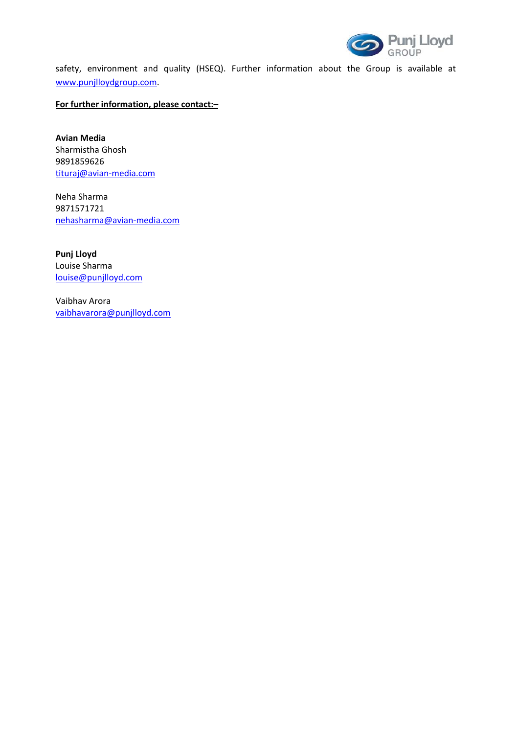safety, environment and quality (HSEQ). Further information about the Group is available at www.punjlloydgroup.com.

**For further information, please contact:–**

**Avian Media**
Sharmistha Ghosh
9891859626
tituraj@avian-media.com

Neha Sharma
9871571721
nehasharma@avian-media.com

**Punj Lloyd**
Louise Sharma
louise@punjlloyd.com

Vaibhav Arora
vaibhavarora@punjlloyd.com